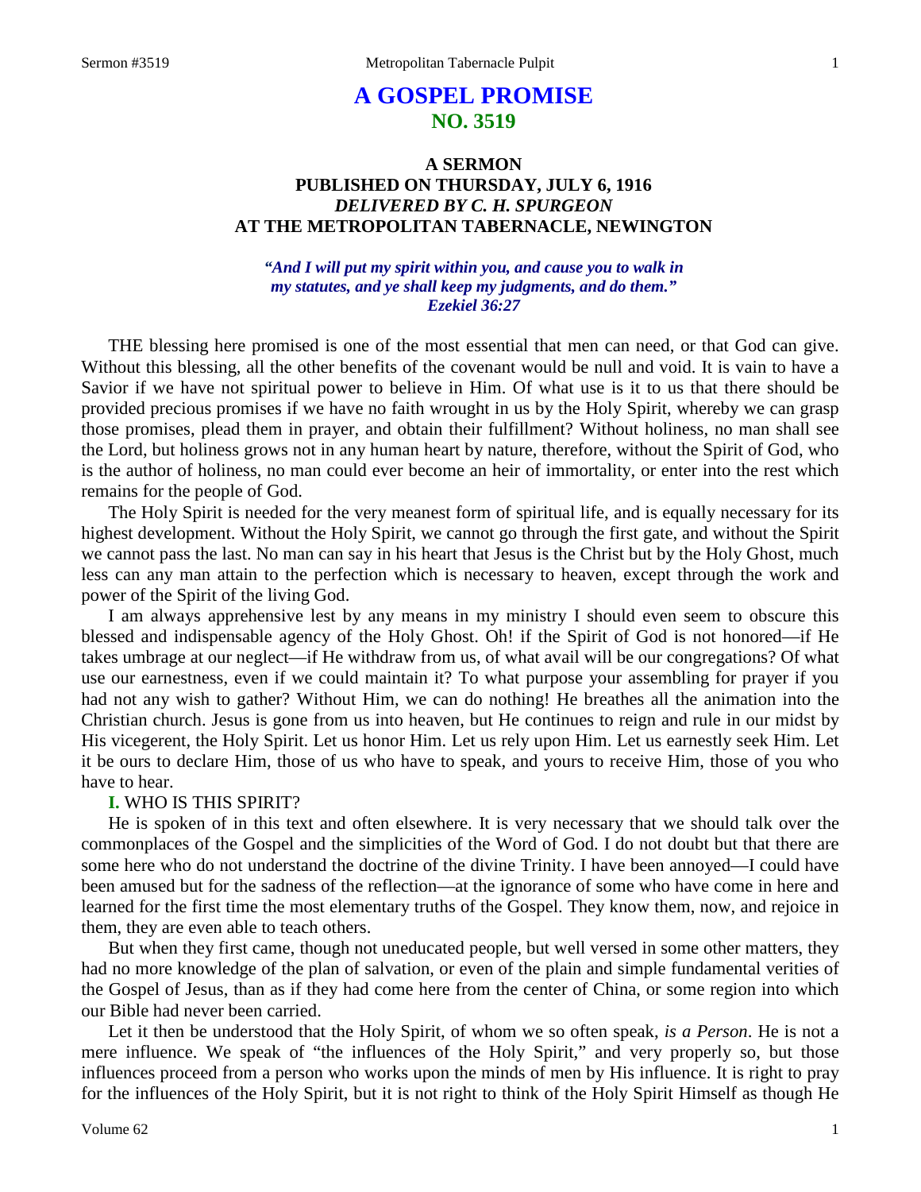# A GOSPEL PROMISE
## NO. 3519

### A SERMON
### PUBLISHED ON THURSDAY, JULY 6, 1916
### *DELIVERED BY C. H. SPURGEON*
### AT THE METROPOLITAN TABERNACLE, NEWINGTON

***"And I will put my spirit within you, and cause you to walk in my statutes, and ye shall keep my judgments, and do them." Ezekiel 36:27***

THE blessing here promised is one of the most essential that men can need, or that God can give. Without this blessing, all the other benefits of the covenant would be null and void. It is vain to have a Savior if we have not spiritual power to believe in Him. Of what use is it to us that there should be provided precious promises if we have no faith wrought in us by the Holy Spirit, whereby we can grasp those promises, plead them in prayer, and obtain their fulfillment? Without holiness, no man shall see the Lord, but holiness grows not in any human heart by nature, therefore, without the Spirit of God, who is the author of holiness, no man could ever become an heir of immortality, or enter into the rest which remains for the people of God.

The Holy Spirit is needed for the very meanest form of spiritual life, and is equally necessary for its highest development. Without the Holy Spirit, we cannot go through the first gate, and without the Spirit we cannot pass the last. No man can say in his heart that Jesus is the Christ but by the Holy Ghost, much less can any man attain to the perfection which is necessary to heaven, except through the work and power of the Spirit of the living God.

I am always apprehensive lest by any means in my ministry I should even seem to obscure this blessed and indispensable agency of the Holy Ghost. Oh! if the Spirit of God is not honored—if He takes umbrage at our neglect—if He withdraw from us, of what avail will be our congregations? Of what use our earnestness, even if we could maintain it? To what purpose your assembling for prayer if you had not any wish to gather? Without Him, we can do nothing! He breathes all the animation into the Christian church. Jesus is gone from us into heaven, but He continues to reign and rule in our midst by His vicegerent, the Holy Spirit. Let us honor Him. Let us rely upon Him. Let us earnestly seek Him. Let it be ours to declare Him, those of us who have to speak, and yours to receive Him, those of you who have to hear.

**I.** WHO IS THIS SPIRIT?

He is spoken of in this text and often elsewhere. It is very necessary that we should talk over the commonplaces of the Gospel and the simplicities of the Word of God. I do not doubt but that there are some here who do not understand the doctrine of the divine Trinity. I have been annoyed—I could have been amused but for the sadness of the reflection—at the ignorance of some who have come in here and learned for the first time the most elementary truths of the Gospel. They know them, now, and rejoice in them, they are even able to teach others.

But when they first came, though not uneducated people, but well versed in some other matters, they had no more knowledge of the plan of salvation, or even of the plain and simple fundamental verities of the Gospel of Jesus, than as if they had come here from the center of China, or some region into which our Bible had never been carried.

Let it then be understood that the Holy Spirit, of whom we so often speak, *is a Person*. He is not a mere influence. We speak of "the influences of the Holy Spirit," and very properly so, but those influences proceed from a person who works upon the minds of men by His influence. It is right to pray for the influences of the Holy Spirit, but it is not right to think of the Holy Spirit Himself as though He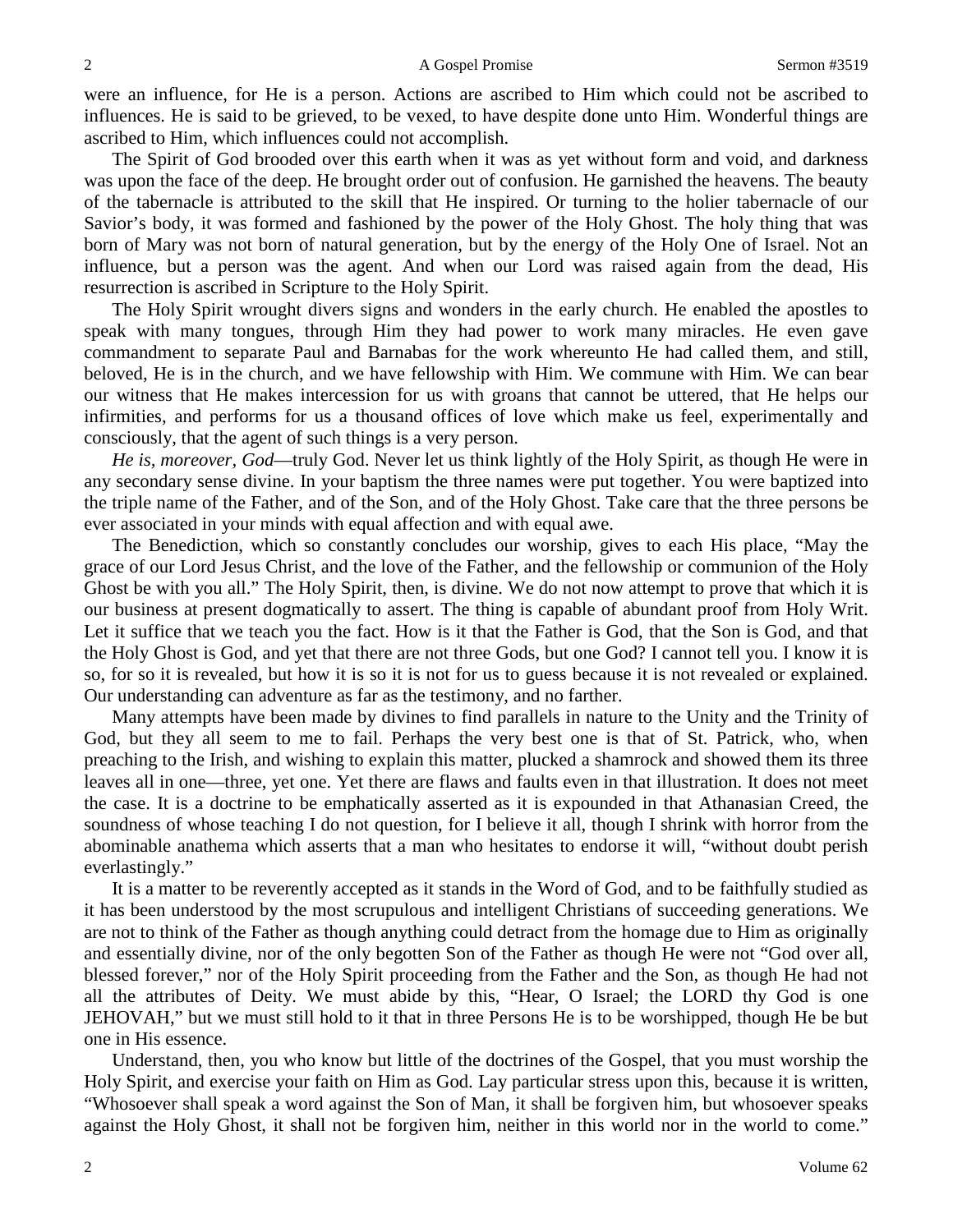were an influence, for He is a person. Actions are ascribed to Him which could not be ascribed to influences. He is said to be grieved, to be vexed, to have despite done unto Him. Wonderful things are ascribed to Him, which influences could not accomplish.

The Spirit of God brooded over this earth when it was as yet without form and void, and darkness was upon the face of the deep. He brought order out of confusion. He garnished the heavens. The beauty of the tabernacle is attributed to the skill that He inspired. Or turning to the holier tabernacle of our Savior's body, it was formed and fashioned by the power of the Holy Ghost. The holy thing that was born of Mary was not born of natural generation, but by the energy of the Holy One of Israel. Not an influence, but a person was the agent. And when our Lord was raised again from the dead, His resurrection is ascribed in Scripture to the Holy Spirit.

The Holy Spirit wrought divers signs and wonders in the early church. He enabled the apostles to speak with many tongues, through Him they had power to work many miracles. He even gave commandment to separate Paul and Barnabas for the work whereunto He had called them, and still, beloved, He is in the church, and we have fellowship with Him. We commune with Him. We can bear our witness that He makes intercession for us with groans that cannot be uttered, that He helps our infirmities, and performs for us a thousand offices of love which make us feel, experimentally and consciously, that the agent of such things is a very person.

*He is, moreover, God*—truly God. Never let us think lightly of the Holy Spirit, as though He were in any secondary sense divine. In your baptism the three names were put together. You were baptized into the triple name of the Father, and of the Son, and of the Holy Ghost. Take care that the three persons be ever associated in your minds with equal affection and with equal awe.

The Benediction, which so constantly concludes our worship, gives to each His place, "May the grace of our Lord Jesus Christ, and the love of the Father, and the fellowship or communion of the Holy Ghost be with you all." The Holy Spirit, then, is divine. We do not now attempt to prove that which it is our business at present dogmatically to assert. The thing is capable of abundant proof from Holy Writ. Let it suffice that we teach you the fact. How is it that the Father is God, that the Son is God, and that the Holy Ghost is God, and yet that there are not three Gods, but one God? I cannot tell you. I know it is so, for so it is revealed, but how it is so it is not for us to guess because it is not revealed or explained. Our understanding can adventure as far as the testimony, and no farther.

Many attempts have been made by divines to find parallels in nature to the Unity and the Trinity of God, but they all seem to me to fail. Perhaps the very best one is that of St. Patrick, who, when preaching to the Irish, and wishing to explain this matter, plucked a shamrock and showed them its three leaves all in one—three, yet one. Yet there are flaws and faults even in that illustration. It does not meet the case. It is a doctrine to be emphatically asserted as it is expounded in that Athanasian Creed, the soundness of whose teaching I do not question, for I believe it all, though I shrink with horror from the abominable anathema which asserts that a man who hesitates to endorse it will, "without doubt perish everlastingly."

It is a matter to be reverently accepted as it stands in the Word of God, and to be faithfully studied as it has been understood by the most scrupulous and intelligent Christians of succeeding generations. We are not to think of the Father as though anything could detract from the homage due to Him as originally and essentially divine, nor of the only begotten Son of the Father as though He were not "God over all, blessed forever," nor of the Holy Spirit proceeding from the Father and the Son, as though He had not all the attributes of Deity. We must abide by this, "Hear, O Israel; the LORD thy God is one JEHOVAH," but we must still hold to it that in three Persons He is to be worshipped, though He be but one in His essence.

Understand, then, you who know but little of the doctrines of the Gospel, that you must worship the Holy Spirit, and exercise your faith on Him as God. Lay particular stress upon this, because it is written, "Whosoever shall speak a word against the Son of Man, it shall be forgiven him, but whosoever speaks against the Holy Ghost, it shall not be forgiven him, neither in this world nor in the world to come."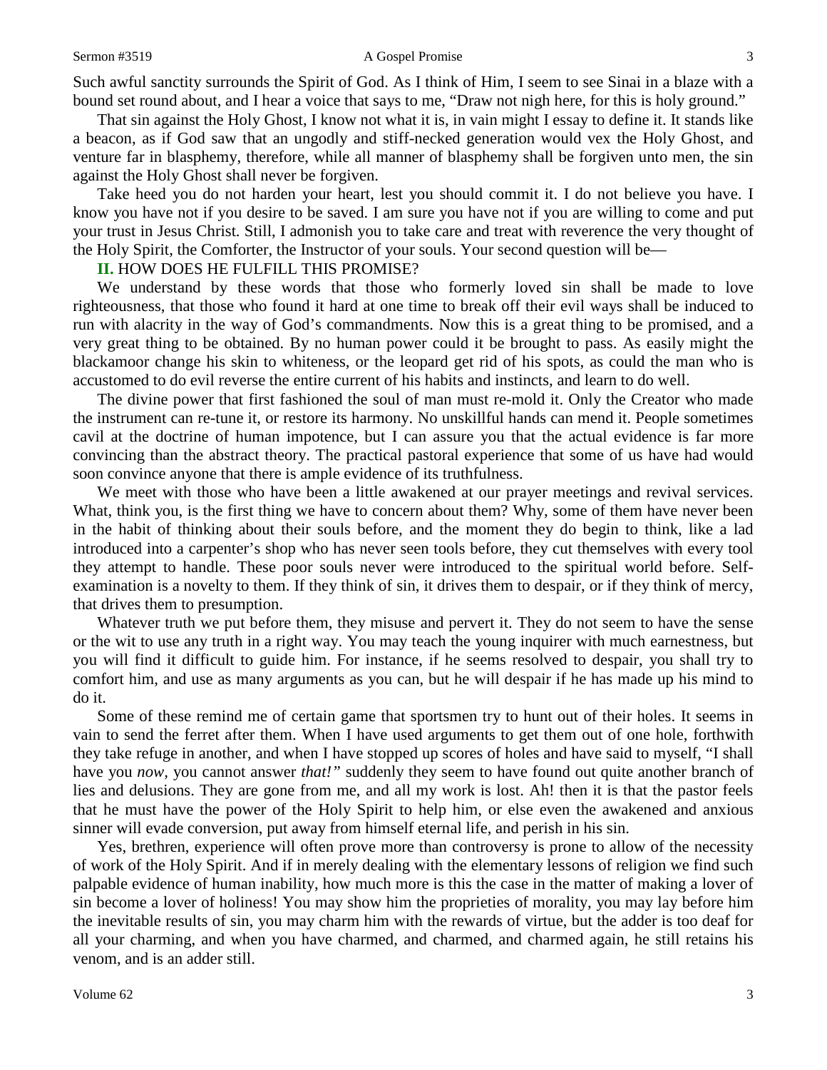Such awful sanctity surrounds the Spirit of God. As I think of Him, I seem to see Sinai in a blaze with a bound set round about, and I hear a voice that says to me, "Draw not nigh here, for this is holy ground."

That sin against the Holy Ghost, I know not what it is, in vain might I essay to define it. It stands like a beacon, as if God saw that an ungodly and stiff-necked generation would vex the Holy Ghost, and venture far in blasphemy, therefore, while all manner of blasphemy shall be forgiven unto men, the sin against the Holy Ghost shall never be forgiven.

Take heed you do not harden your heart, lest you should commit it. I do not believe you have. I know you have not if you desire to be saved. I am sure you have not if you are willing to come and put your trust in Jesus Christ. Still, I admonish you to take care and treat with reverence the very thought of the Holy Spirit, the Comforter, the Instructor of your souls. Your second question will be—

**II.** HOW DOES HE FULFILL THIS PROMISE?

We understand by these words that those who formerly loved sin shall be made to love righteousness, that those who found it hard at one time to break off their evil ways shall be induced to run with alacrity in the way of God's commandments. Now this is a great thing to be promised, and a very great thing to be obtained. By no human power could it be brought to pass. As easily might the blackamoor change his skin to whiteness, or the leopard get rid of his spots, as could the man who is accustomed to do evil reverse the entire current of his habits and instincts, and learn to do well.

The divine power that first fashioned the soul of man must re-mold it. Only the Creator who made the instrument can re-tune it, or restore its harmony. No unskillful hands can mend it. People sometimes cavil at the doctrine of human impotence, but I can assure you that the actual evidence is far more convincing than the abstract theory. The practical pastoral experience that some of us have had would soon convince anyone that there is ample evidence of its truthfulness.

We meet with those who have been a little awakened at our prayer meetings and revival services. What, think you, is the first thing we have to concern about them? Why, some of them have never been in the habit of thinking about their souls before, and the moment they do begin to think, like a lad introduced into a carpenter's shop who has never seen tools before, they cut themselves with every tool they attempt to handle. These poor souls never were introduced to the spiritual world before. Self-examination is a novelty to them. If they think of sin, it drives them to despair, or if they think of mercy, that drives them to presumption.

Whatever truth we put before them, they misuse and pervert it. They do not seem to have the sense or the wit to use any truth in a right way. You may teach the young inquirer with much earnestness, but you will find it difficult to guide him. For instance, if he seems resolved to despair, you shall try to comfort him, and use as many arguments as you can, but he will despair if he has made up his mind to do it.

Some of these remind me of certain game that sportsmen try to hunt out of their holes. It seems in vain to send the ferret after them. When I have used arguments to get them out of one hole, forthwith they take refuge in another, and when I have stopped up scores of holes and have said to myself, "I shall have you *now*, you cannot answer *that!"* suddenly they seem to have found out quite another branch of lies and delusions. They are gone from me, and all my work is lost. Ah! then it is that the pastor feels that he must have the power of the Holy Spirit to help him, or else even the awakened and anxious sinner will evade conversion, put away from himself eternal life, and perish in his sin.

Yes, brethren, experience will often prove more than controversy is prone to allow of the necessity of work of the Holy Spirit. And if in merely dealing with the elementary lessons of religion we find such palpable evidence of human inability, how much more is this the case in the matter of making a lover of sin become a lover of holiness! You may show him the proprieties of morality, you may lay before him the inevitable results of sin, you may charm him with the rewards of virtue, but the adder is too deaf for all your charming, and when you have charmed, and charmed, and charmed again, he still retains his venom, and is an adder still.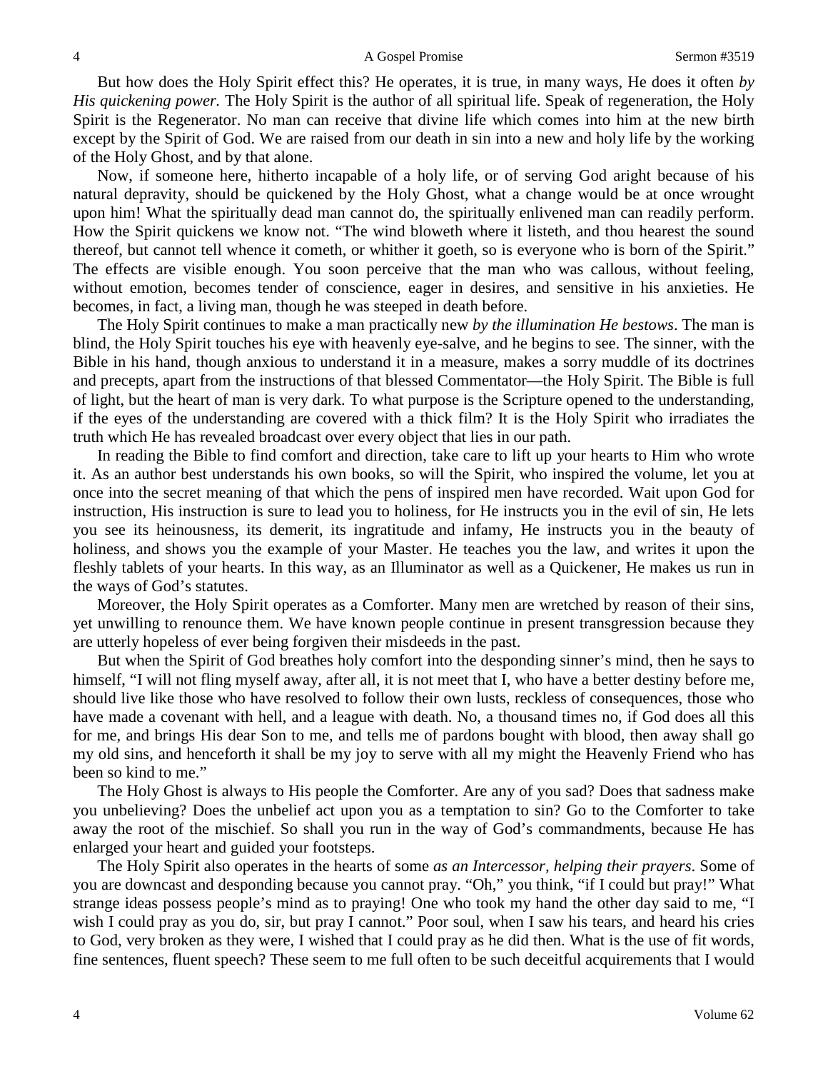But how does the Holy Spirit effect this? He operates, it is true, in many ways, He does it often *by His quickening power.* The Holy Spirit is the author of all spiritual life. Speak of regeneration, the Holy Spirit is the Regenerator. No man can receive that divine life which comes into him at the new birth except by the Spirit of God. We are raised from our death in sin into a new and holy life by the working of the Holy Ghost, and by that alone.

Now, if someone here, hitherto incapable of a holy life, or of serving God aright because of his natural depravity, should be quickened by the Holy Ghost, what a change would be at once wrought upon him! What the spiritually dead man cannot do, the spiritually enlivened man can readily perform. How the Spirit quickens we know not. "The wind bloweth where it listeth, and thou hearest the sound thereof, but cannot tell whence it cometh, or whither it goeth, so is everyone who is born of the Spirit." The effects are visible enough. You soon perceive that the man who was callous, without feeling, without emotion, becomes tender of conscience, eager in desires, and sensitive in his anxieties. He becomes, in fact, a living man, though he was steeped in death before.

The Holy Spirit continues to make a man practically new *by the illumination He bestows*. The man is blind, the Holy Spirit touches his eye with heavenly eye-salve, and he begins to see. The sinner, with the Bible in his hand, though anxious to understand it in a measure, makes a sorry muddle of its doctrines and precepts, apart from the instructions of that blessed Commentator—the Holy Spirit. The Bible is full of light, but the heart of man is very dark. To what purpose is the Scripture opened to the understanding, if the eyes of the understanding are covered with a thick film? It is the Holy Spirit who irradiates the truth which He has revealed broadcast over every object that lies in our path.

In reading the Bible to find comfort and direction, take care to lift up your hearts to Him who wrote it. As an author best understands his own books, so will the Spirit, who inspired the volume, let you at once into the secret meaning of that which the pens of inspired men have recorded. Wait upon God for instruction, His instruction is sure to lead you to holiness, for He instructs you in the evil of sin, He lets you see its heinousness, its demerit, its ingratitude and infamy, He instructs you in the beauty of holiness, and shows you the example of your Master. He teaches you the law, and writes it upon the fleshly tablets of your hearts. In this way, as an Illuminator as well as a Quickener, He makes us run in the ways of God's statutes.

Moreover, the Holy Spirit operates as a Comforter. Many men are wretched by reason of their sins, yet unwilling to renounce them. We have known people continue in present transgression because they are utterly hopeless of ever being forgiven their misdeeds in the past.

But when the Spirit of God breathes holy comfort into the desponding sinner's mind, then he says to himself, "I will not fling myself away, after all, it is not meet that I, who have a better destiny before me, should live like those who have resolved to follow their own lusts, reckless of consequences, those who have made a covenant with hell, and a league with death. No, a thousand times no, if God does all this for me, and brings His dear Son to me, and tells me of pardons bought with blood, then away shall go my old sins, and henceforth it shall be my joy to serve with all my might the Heavenly Friend who has been so kind to me."

The Holy Ghost is always to His people the Comforter. Are any of you sad? Does that sadness make you unbelieving? Does the unbelief act upon you as a temptation to sin? Go to the Comforter to take away the root of the mischief. So shall you run in the way of God's commandments, because He has enlarged your heart and guided your footsteps.

The Holy Spirit also operates in the hearts of some *as an Intercessor, helping their prayers*. Some of you are downcast and desponding because you cannot pray. "Oh," you think, "if I could but pray!" What strange ideas possess people's mind as to praying! One who took my hand the other day said to me, "I wish I could pray as you do, sir, but pray I cannot." Poor soul, when I saw his tears, and heard his cries to God, very broken as they were, I wished that I could pray as he did then. What is the use of fit words, fine sentences, fluent speech? These seem to me full often to be such deceitful acquirements that I would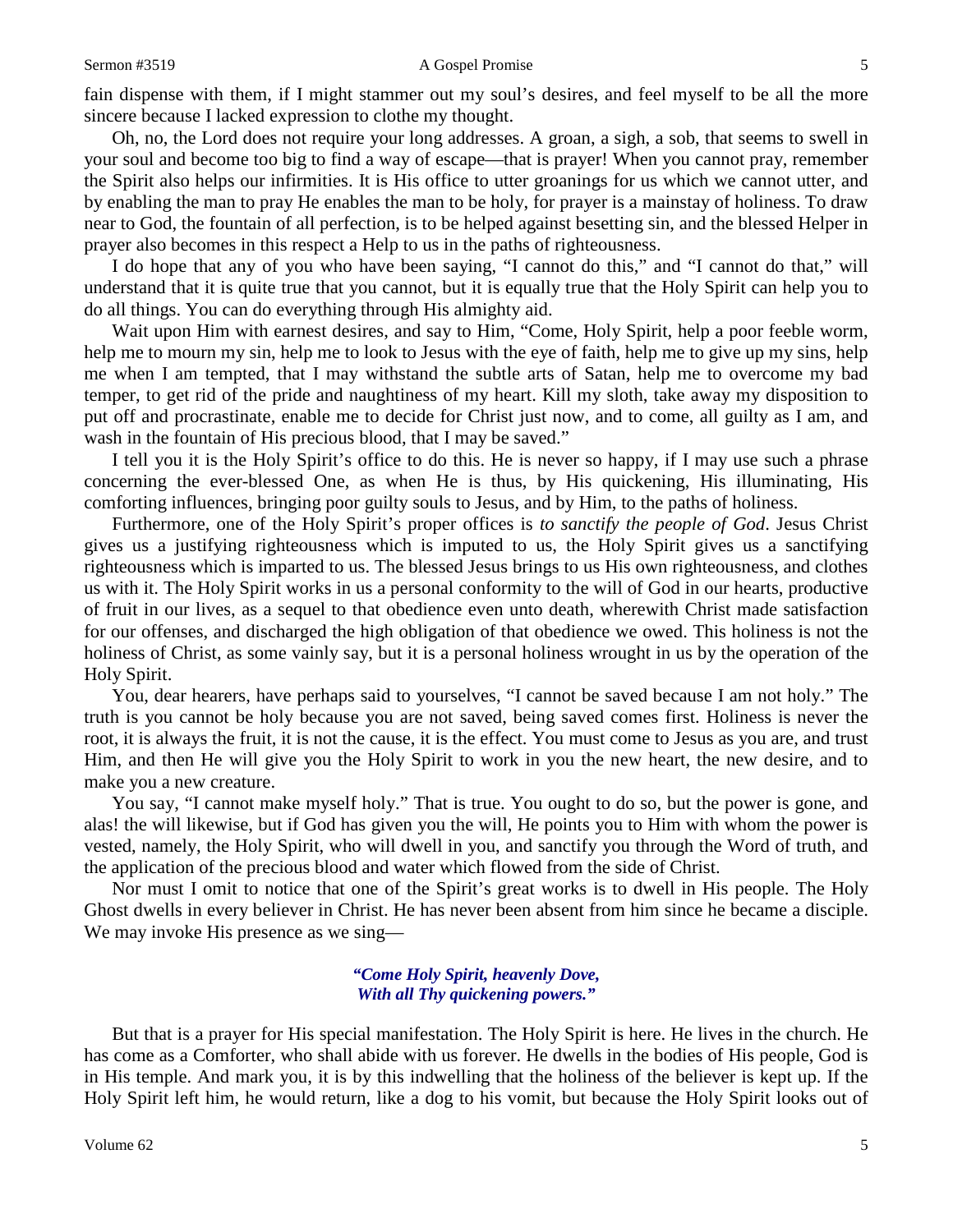fain dispense with them, if I might stammer out my soul's desires, and feel myself to be all the more sincere because I lacked expression to clothe my thought.

Oh, no, the Lord does not require your long addresses. A groan, a sigh, a sob, that seems to swell in your soul and become too big to find a way of escape—that is prayer! When you cannot pray, remember the Spirit also helps our infirmities. It is His office to utter groanings for us which we cannot utter, and by enabling the man to pray He enables the man to be holy, for prayer is a mainstay of holiness. To draw near to God, the fountain of all perfection, is to be helped against besetting sin, and the blessed Helper in prayer also becomes in this respect a Help to us in the paths of righteousness.

I do hope that any of you who have been saying, "I cannot do this," and "I cannot do that," will understand that it is quite true that you cannot, but it is equally true that the Holy Spirit can help you to do all things. You can do everything through His almighty aid.

Wait upon Him with earnest desires, and say to Him, "Come, Holy Spirit, help a poor feeble worm, help me to mourn my sin, help me to look to Jesus with the eye of faith, help me to give up my sins, help me when I am tempted, that I may withstand the subtle arts of Satan, help me to overcome my bad temper, to get rid of the pride and naughtiness of my heart. Kill my sloth, take away my disposition to put off and procrastinate, enable me to decide for Christ just now, and to come, all guilty as I am, and wash in the fountain of His precious blood, that I may be saved."

I tell you it is the Holy Spirit's office to do this. He is never so happy, if I may use such a phrase concerning the ever-blessed One, as when He is thus, by His quickening, His illuminating, His comforting influences, bringing poor guilty souls to Jesus, and by Him, to the paths of holiness.

Furthermore, one of the Holy Spirit's proper offices is *to sanctify the people of God*. Jesus Christ gives us a justifying righteousness which is imputed to us, the Holy Spirit gives us a sanctifying righteousness which is imparted to us. The blessed Jesus brings to us His own righteousness, and clothes us with it. The Holy Spirit works in us a personal conformity to the will of God in our hearts, productive of fruit in our lives, as a sequel to that obedience even unto death, wherewith Christ made satisfaction for our offenses, and discharged the high obligation of that obedience we owed. This holiness is not the holiness of Christ, as some vainly say, but it is a personal holiness wrought in us by the operation of the Holy Spirit.

You, dear hearers, have perhaps said to yourselves, "I cannot be saved because I am not holy." The truth is you cannot be holy because you are not saved, being saved comes first. Holiness is never the root, it is always the fruit, it is not the cause, it is the effect. You must come to Jesus as you are, and trust Him, and then He will give you the Holy Spirit to work in you the new heart, the new desire, and to make you a new creature.

You say, "I cannot make myself holy." That is true. You ought to do so, but the power is gone, and alas! the will likewise, but if God has given you the will, He points you to Him with whom the power is vested, namely, the Holy Spirit, who will dwell in you, and sanctify you through the Word of truth, and the application of the precious blood and water which flowed from the side of Christ.

Nor must I omit to notice that one of the Spirit's great works is to dwell in His people. The Holy Ghost dwells in every believer in Christ. He has never been absent from him since he became a disciple. We may invoke His presence as we sing—

> ***"Come Holy Spirit, heavenly Dove,***
> ***With all Thy quickening powers."***

But that is a prayer for His special manifestation. The Holy Spirit is here. He lives in the church. He has come as a Comforter, who shall abide with us forever. He dwells in the bodies of His people, God is in His temple. And mark you, it is by this indwelling that the holiness of the believer is kept up. If the Holy Spirit left him, he would return, like a dog to his vomit, but because the Holy Spirit looks out of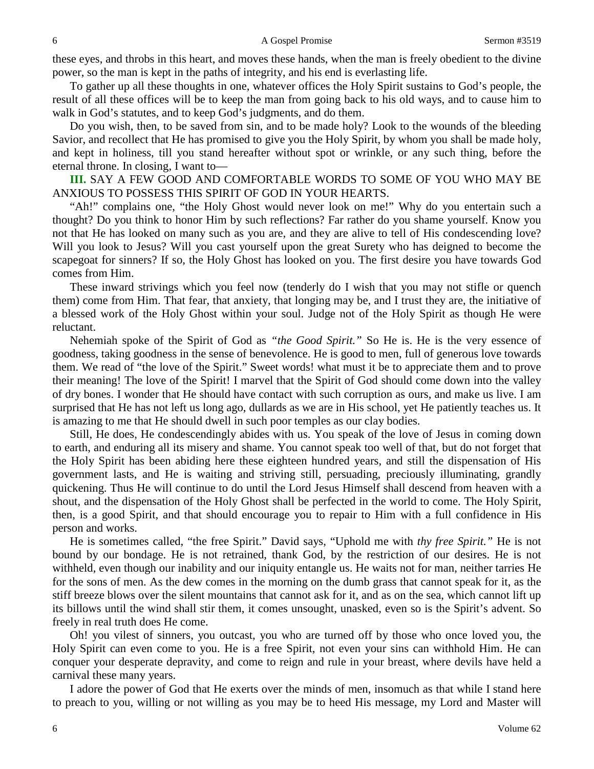these eyes, and throbs in this heart, and moves these hands, when the man is freely obedient to the divine power, so the man is kept in the paths of integrity, and his end is everlasting life.

To gather up all these thoughts in one, whatever offices the Holy Spirit sustains to God's people, the result of all these offices will be to keep the man from going back to his old ways, and to cause him to walk in God's statutes, and to keep God's judgments, and do them.

Do you wish, then, to be saved from sin, and to be made holy? Look to the wounds of the bleeding Savior, and recollect that He has promised to give you the Holy Spirit, by whom you shall be made holy, and kept in holiness, till you stand hereafter without spot or wrinkle, or any such thing, before the eternal throne. In closing, I want to—

**III.** SAY A FEW GOOD AND COMFORTABLE WORDS TO SOME OF YOU WHO MAY BE ANXIOUS TO POSSESS THIS SPIRIT OF GOD IN YOUR HEARTS.

"Ah!" complains one, "the Holy Ghost would never look on me!" Why do you entertain such a thought? Do you think to honor Him by such reflections? Far rather do you shame yourself. Know you not that He has looked on many such as you are, and they are alive to tell of His condescending love? Will you look to Jesus? Will you cast yourself upon the great Surety who has deigned to become the scapegoat for sinners? If so, the Holy Ghost has looked on you. The first desire you have towards God comes from Him.

These inward strivings which you feel now (tenderly do I wish that you may not stifle or quench them) come from Him. That fear, that anxiety, that longing may be, and I trust they are, the initiative of a blessed work of the Holy Ghost within your soul. Judge not of the Holy Spirit as though He were reluctant.

Nehemiah spoke of the Spirit of God as *"the Good Spirit."* So He is. He is the very essence of goodness, taking goodness in the sense of benevolence. He is good to men, full of generous love towards them. We read of "the love of the Spirit." Sweet words! what must it be to appreciate them and to prove their meaning! The love of the Spirit! I marvel that the Spirit of God should come down into the valley of dry bones. I wonder that He should have contact with such corruption as ours, and make us live. I am surprised that He has not left us long ago, dullards as we are in His school, yet He patiently teaches us. It is amazing to me that He should dwell in such poor temples as our clay bodies.

Still, He does, He condescendingly abides with us. You speak of the love of Jesus in coming down to earth, and enduring all its misery and shame. You cannot speak too well of that, but do not forget that the Holy Spirit has been abiding here these eighteen hundred years, and still the dispensation of His government lasts, and He is waiting and striving still, persuading, preciously illuminating, grandly quickening. Thus He will continue to do until the Lord Jesus Himself shall descend from heaven with a shout, and the dispensation of the Holy Ghost shall be perfected in the world to come. The Holy Spirit, then, is a good Spirit, and that should encourage you to repair to Him with a full confidence in His person and works.

He is sometimes called, "the free Spirit." David says, "Uphold me with *thy free Spirit."* He is not bound by our bondage. He is not retrained, thank God, by the restriction of our desires. He is not withheld, even though our inability and our iniquity entangle us. He waits not for man, neither tarries He for the sons of men. As the dew comes in the morning on the dumb grass that cannot speak for it, as the stiff breeze blows over the silent mountains that cannot ask for it, and as on the sea, which cannot lift up its billows until the wind shall stir them, it comes unsought, unasked, even so is the Spirit's advent. So freely in real truth does He come.

Oh! you vilest of sinners, you outcast, you who are turned off by those who once loved you, the Holy Spirit can even come to you. He is a free Spirit, not even your sins can withhold Him. He can conquer your desperate depravity, and come to reign and rule in your breast, where devils have held a carnival these many years.

I adore the power of God that He exerts over the minds of men, insomuch as that while I stand here to preach to you, willing or not willing as you may be to heed His message, my Lord and Master will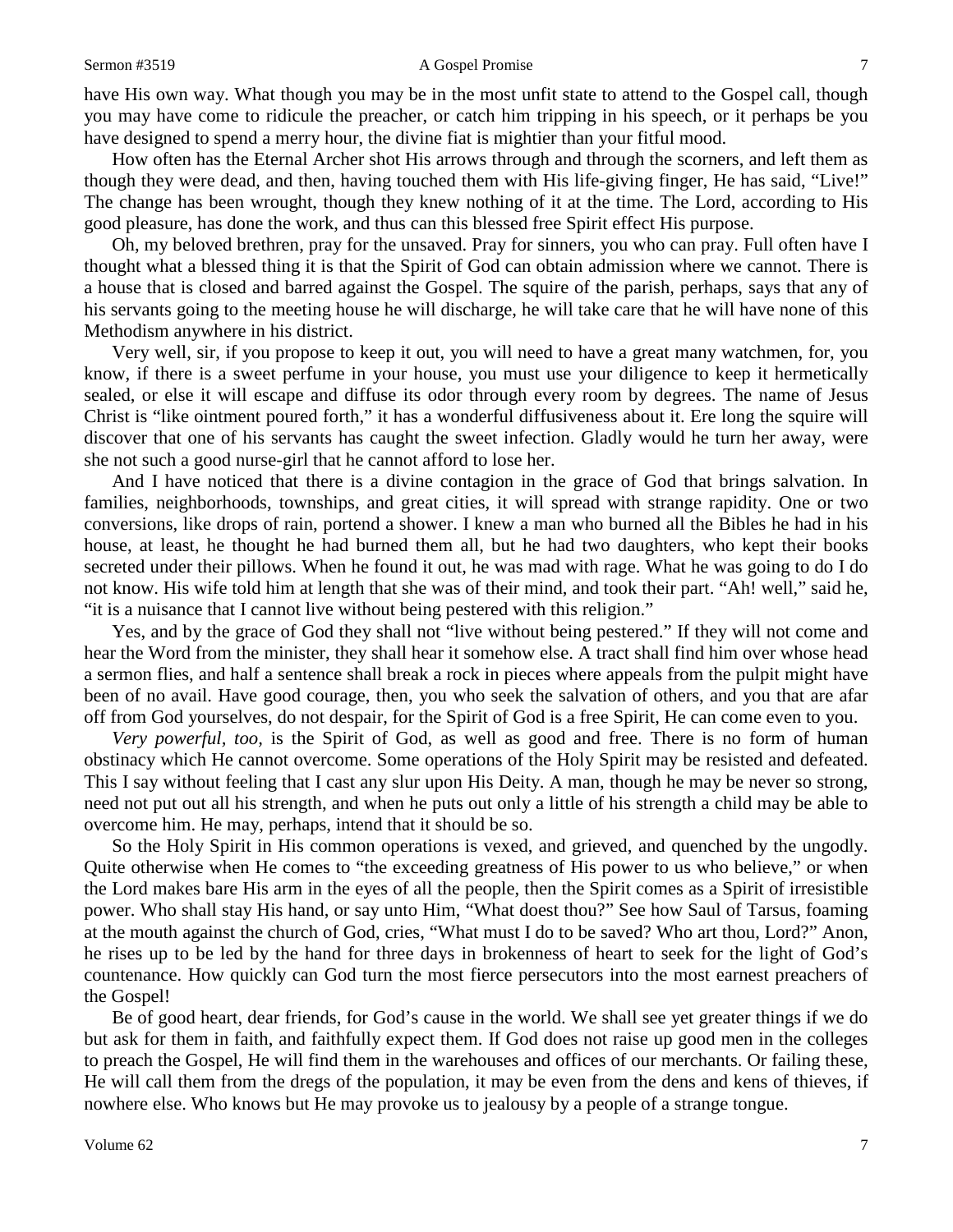have His own way. What though you may be in the most unfit state to attend to the Gospel call, though you may have come to ridicule the preacher, or catch him tripping in his speech, or it perhaps be you have designed to spend a merry hour, the divine fiat is mightier than your fitful mood.

How often has the Eternal Archer shot His arrows through and through the scorners, and left them as though they were dead, and then, having touched them with His life-giving finger, He has said, "Live!" The change has been wrought, though they knew nothing of it at the time. The Lord, according to His good pleasure, has done the work, and thus can this blessed free Spirit effect His purpose.

Oh, my beloved brethren, pray for the unsaved. Pray for sinners, you who can pray. Full often have I thought what a blessed thing it is that the Spirit of God can obtain admission where we cannot. There is a house that is closed and barred against the Gospel. The squire of the parish, perhaps, says that any of his servants going to the meeting house he will discharge, he will take care that he will have none of this Methodism anywhere in his district.

Very well, sir, if you propose to keep it out, you will need to have a great many watchmen, for, you know, if there is a sweet perfume in your house, you must use your diligence to keep it hermetically sealed, or else it will escape and diffuse its odor through every room by degrees. The name of Jesus Christ is "like ointment poured forth," it has a wonderful diffusiveness about it. Ere long the squire will discover that one of his servants has caught the sweet infection. Gladly would he turn her away, were she not such a good nurse-girl that he cannot afford to lose her.

And I have noticed that there is a divine contagion in the grace of God that brings salvation. In families, neighborhoods, townships, and great cities, it will spread with strange rapidity. One or two conversions, like drops of rain, portend a shower. I knew a man who burned all the Bibles he had in his house, at least, he thought he had burned them all, but he had two daughters, who kept their books secreted under their pillows. When he found it out, he was mad with rage. What he was going to do I do not know. His wife told him at length that she was of their mind, and took their part. "Ah! well," said he, "it is a nuisance that I cannot live without being pestered with this religion."

Yes, and by the grace of God they shall not "live without being pestered." If they will not come and hear the Word from the minister, they shall hear it somehow else. A tract shall find him over whose head a sermon flies, and half a sentence shall break a rock in pieces where appeals from the pulpit might have been of no avail. Have good courage, then, you who seek the salvation of others, and you that are afar off from God yourselves, do not despair, for the Spirit of God is a free Spirit, He can come even to you.

*Very powerful, too,* is the Spirit of God, as well as good and free. There is no form of human obstinacy which He cannot overcome. Some operations of the Holy Spirit may be resisted and defeated. This I say without feeling that I cast any slur upon His Deity. A man, though he may be never so strong, need not put out all his strength, and when he puts out only a little of his strength a child may be able to overcome him. He may, perhaps, intend that it should be so.

So the Holy Spirit in His common operations is vexed, and grieved, and quenched by the ungodly. Quite otherwise when He comes to "the exceeding greatness of His power to us who believe," or when the Lord makes bare His arm in the eyes of all the people, then the Spirit comes as a Spirit of irresistible power. Who shall stay His hand, or say unto Him, "What doest thou?" See how Saul of Tarsus, foaming at the mouth against the church of God, cries, "What must I do to be saved? Who art thou, Lord?" Anon, he rises up to be led by the hand for three days in brokenness of heart to seek for the light of God's countenance. How quickly can God turn the most fierce persecutors into the most earnest preachers of the Gospel!

Be of good heart, dear friends, for God's cause in the world. We shall see yet greater things if we do but ask for them in faith, and faithfully expect them. If God does not raise up good men in the colleges to preach the Gospel, He will find them in the warehouses and offices of our merchants. Or failing these, He will call them from the dregs of the population, it may be even from the dens and kens of thieves, if nowhere else. Who knows but He may provoke us to jealousy by a people of a strange tongue.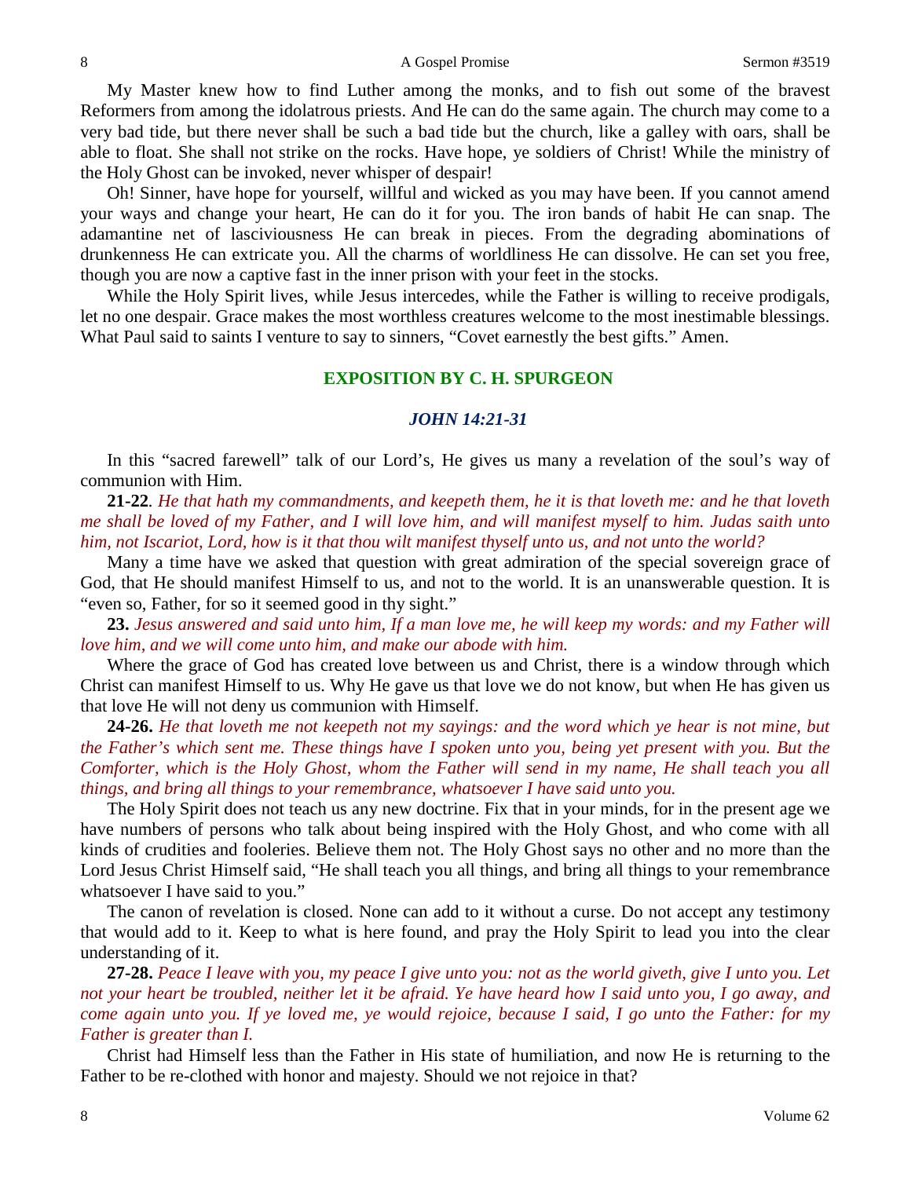My Master knew how to find Luther among the monks, and to fish out some of the bravest Reformers from among the idolatrous priests. And He can do the same again. The church may come to a very bad tide, but there never shall be such a bad tide but the church, like a galley with oars, shall be able to float. She shall not strike on the rocks. Have hope, ye soldiers of Christ! While the ministry of the Holy Ghost can be invoked, never whisper of despair!

Oh! Sinner, have hope for yourself, willful and wicked as you may have been. If you cannot amend your ways and change your heart, He can do it for you. The iron bands of habit He can snap. The adamantine net of lasciviousness He can break in pieces. From the degrading abominations of drunkenness He can extricate you. All the charms of worldliness He can dissolve. He can set you free, though you are now a captive fast in the inner prison with your feet in the stocks.

While the Holy Spirit lives, while Jesus intercedes, while the Father is willing to receive prodigals, let no one despair. Grace makes the most worthless creatures welcome to the most inestimable blessings. What Paul said to saints I venture to say to sinners, "Covet earnestly the best gifts." Amen.

## EXPOSITION BY C. H. SPURGEON

### *JOHN 14:21-31*

In this "sacred farewell" talk of our Lord's, He gives us many a revelation of the soul's way of communion with Him.

**21-22**. *He that hath my commandments, and keepeth them, he it is that loveth me: and he that loveth me shall be loved of my Father, and I will love him, and will manifest myself to him. Judas saith unto him, not Iscariot, Lord, how is it that thou wilt manifest thyself unto us, and not unto the world?*

Many a time have we asked that question with great admiration of the special sovereign grace of God, that He should manifest Himself to us, and not to the world. It is an unanswerable question. It is "even so, Father, for so it seemed good in thy sight."

**23.** *Jesus answered and said unto him, If a man love me, he will keep my words: and my Father will love him, and we will come unto him, and make our abode with him.*

Where the grace of God has created love between us and Christ, there is a window through which Christ can manifest Himself to us. Why He gave us that love we do not know, but when He has given us that love He will not deny us communion with Himself.

**24-26.** *He that loveth me not keepeth not my sayings: and the word which ye hear is not mine, but the Father's which sent me. These things have I spoken unto you, being yet present with you. But the Comforter, which is the Holy Ghost, whom the Father will send in my name, He shall teach you all things, and bring all things to your remembrance, whatsoever I have said unto you.*

The Holy Spirit does not teach us any new doctrine. Fix that in your minds, for in the present age we have numbers of persons who talk about being inspired with the Holy Ghost, and who come with all kinds of crudities and fooleries. Believe them not. The Holy Ghost says no other and no more than the Lord Jesus Christ Himself said, "He shall teach you all things, and bring all things to your remembrance whatsoever I have said to you."

The canon of revelation is closed. None can add to it without a curse. Do not accept any testimony that would add to it. Keep to what is here found, and pray the Holy Spirit to lead you into the clear understanding of it.

**27-28.** *Peace I leave with you, my peace I give unto you: not as the world giveth, give I unto you. Let not your heart be troubled, neither let it be afraid. Ye have heard how I said unto you, I go away, and come again unto you. If ye loved me, ye would rejoice, because I said, I go unto the Father: for my Father is greater than I.*

Christ had Himself less than the Father in His state of humiliation, and now He is returning to the Father to be re-clothed with honor and majesty. Should we not rejoice in that?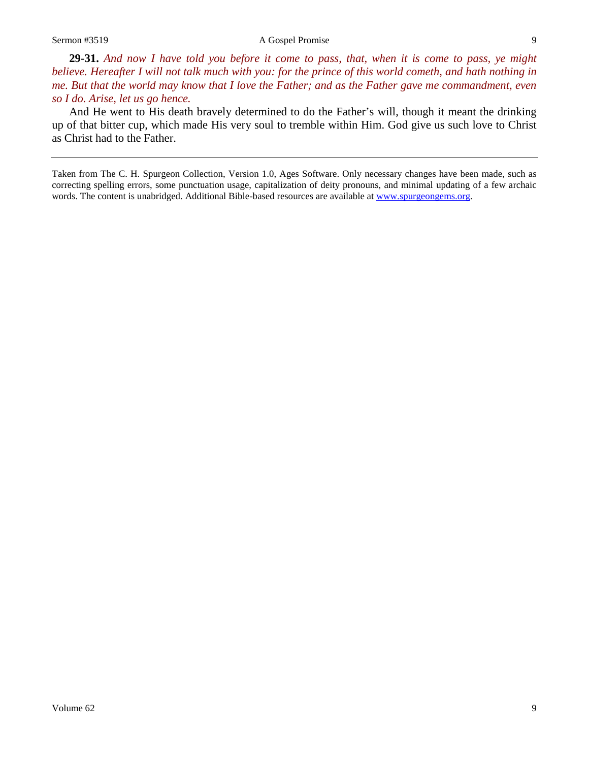**29-31.** *And now I have told you before it come to pass, that, when it is come to pass, ye might believe. Hereafter I will not talk much with you: for the prince of this world cometh, and hath nothing in me. But that the world may know that I love the Father; and as the Father gave me commandment, even so I do. Arise, let us go hence.*

And He went to His death bravely determined to do the Father's will, though it meant the drinking up of that bitter cup, which made His very soul to tremble within Him. God give us such love to Christ as Christ had to the Father.

---

Taken from The C. H. Spurgeon Collection, Version 1.0, Ages Software. Only necessary changes have been made, such as correcting spelling errors, some punctuation usage, capitalization of deity pronouns, and minimal updating of a few archaic words. The content is unabridged. Additional Bible-based resources are available at [www.spurgeongems.org](http://www.spurgeongems.org).